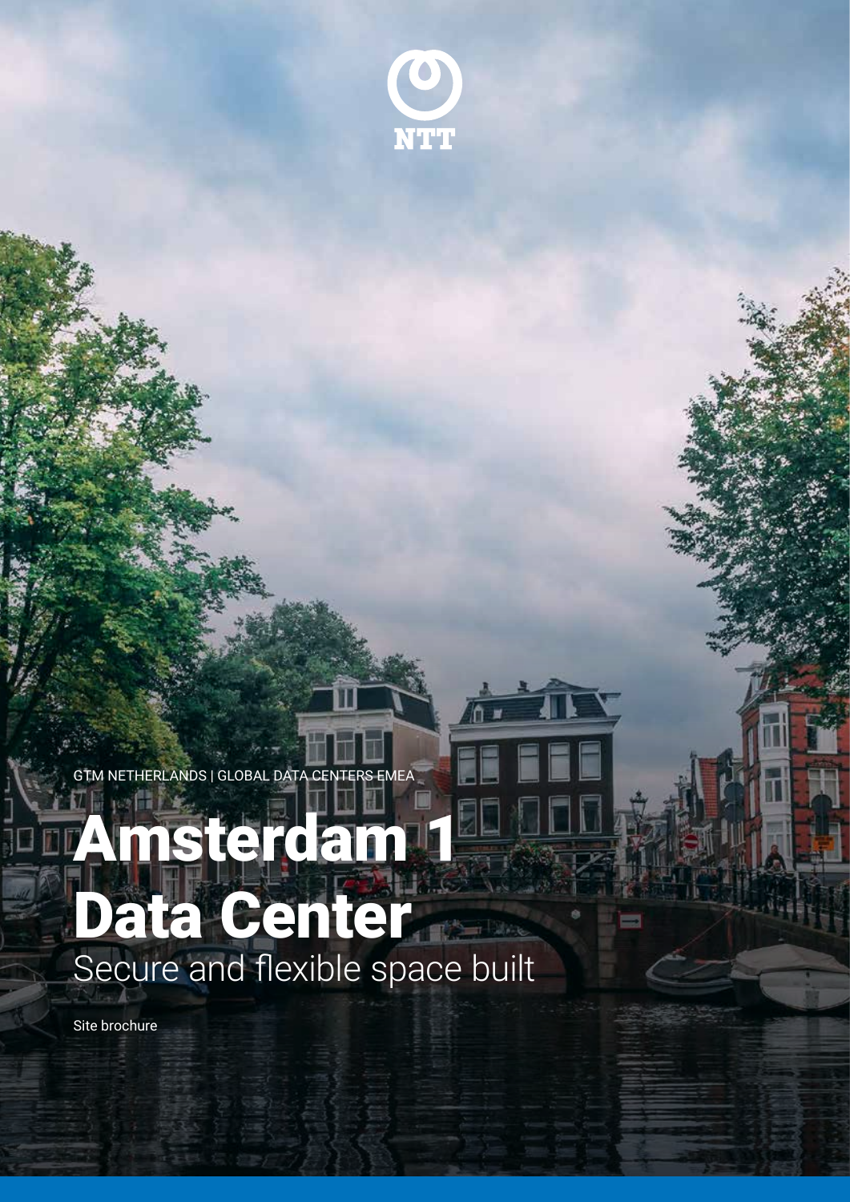NTT

GTM NETHERLANDS | GLOBAL DATA CENTERS EMEA

# Amsterdam 1 Data Center

Secure and flexible space built

Site brochure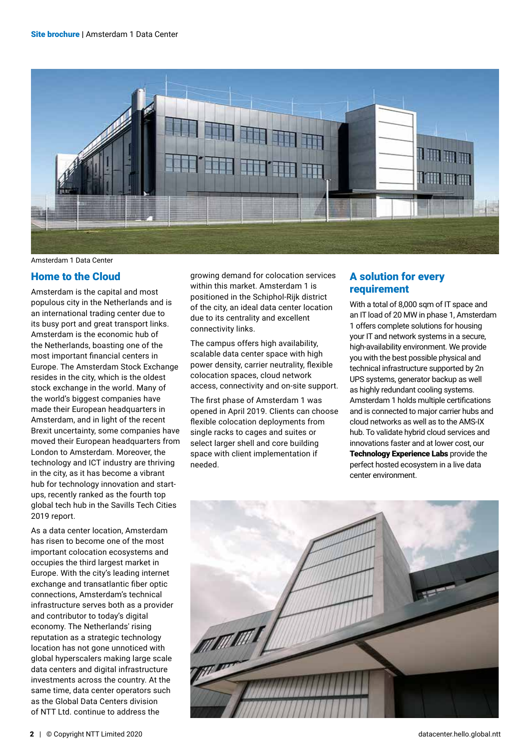Amsterdam 1 Data Center

## Home to the Cloud

Amsterdam is the capital and most populous city in the Netherlands and is an international trading center due to its busy port and great transport links. Amsterdam is the economic hub of the Netherlands, boasting one of the most important financial centers in Europe. The Amsterdam Stock Exchange resides in the city, which is the oldest stock exchange in the world. Many of the world's biggest companies have made their European headquarters in Amsterdam, and in light of the recent Brexit uncertainty, some companies have moved their European headquarters from London to Amsterdam. Moreover, the technology and ICT industry are thriving in the city, as it has become a vibrant hub for technology innovation and start-ups, recently ranked as the fourth top global tech hub in the Savills Tech Cities 2019 report.

As a data center location, Amsterdam has risen to become one of the most important colocation ecosystems and occupies the third largest market in Europe. With the city's leading internet exchange and transatlantic fiber optic connections, Amsterdam's technical infrastructure serves both as a provider and contributor to today's digital economy. The Netherlands' rising reputation as a strategic technology location has not gone unnoticed with global hyperscalers making large scale data centers and digital infrastructure investments across the country. At the same time, data center operators such as the Global Data Centers division of NTT Ltd. continue to address the growing demand for colocation services within this market. Amsterdam 1 is positioned in the Schiphol-Rijk district of the city, an ideal data center location due to its centrality and excellent connectivity links.

The campus offers high availability, scalable data center space with high power density, carrier neutrality, flexible colocation spaces, cloud network access, connectivity and on-site support.

The first phase of Amsterdam 1 was opened in April 2019. Clients can choose flexible colocation deployments from single racks to cages and suites or select larger shell and core building space with client implementation if needed.

## A solution for every requirement

With a total of 8,000 sqm of IT space and an IT load of 20 MW in phase 1, Amsterdam 1 offers complete solutions for housing your IT and network systems in a secure, high-availability environment. We provide you with the best possible physical and technical infrastructure supported by 2n UPS systems, generator backup as well as highly redundant cooling systems. Amsterdam 1 holds multiple certifications and is connected to major carrier hubs and cloud networks as well as to the AMS-IX hub. To validate hybrid cloud services and innovations faster and at lower cost, our **Technology Experience Labs** provide the perfect hosted ecosystem in a live data center environment.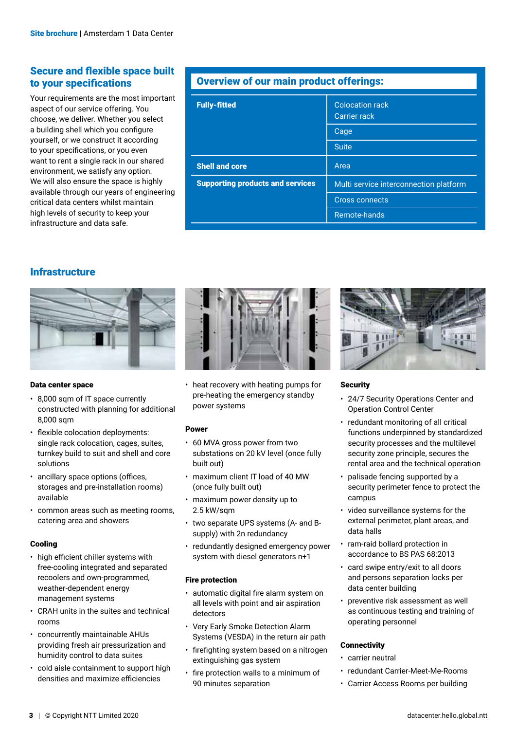## Secure and flexible space built to your specifications

Your requirements are the most important aspect of our service offering. You choose, we deliver. Whether you select a building shell which you configure yourself, or we construct it according to your specifications, or you even want to rent a single rack in our shared environment, we satisfy any option. We will also ensure the space is highly available through our years of engineering critical data centers whilst maintain high levels of security to keep your infrastructure and data safe.

## Overview of our main product offerings:

| | |
|---|---|
| **Fully-fitted** | Colocation rack<br>Carrier rack |
| | Cage |
| | Suite |
| **Shell and core** | Area |
| **Supporting products and services** | Multi service interconnection platform |
| | Cross connects |
| | Remote-hands |

## Infrastructure

### Data center space

- 8,000 sqm of IT space currently constructed with planning for additional 8,000 sqm
- flexible colocation deployments: single rack colocation, cages, suites, turnkey build to suit and shell and core solutions
- ancillary space options (offices, storages and pre-installation rooms) available
- common areas such as meeting rooms, catering area and showers

### Cooling

- high efficient chiller systems with free-cooling integrated and separated recoolers and own-programmed, weather-dependent energy management systems
- CRAH units in the suites and technical rooms
- concurrently maintainable AHUs providing fresh air pressurization and humidity control to data suites
- cold aisle containment to support high densities and maximize efficiencies
- heat recovery with heating pumps for pre-heating the emergency standby power systems

### Power

- 60 MVA gross power from two substations on 20 kV level (once fully built out)
- maximum client IT load of 40 MW (once fully built out)
- maximum power density up to 2.5 kW/sqm
- two separate UPS systems (A- and B-supply) with 2n redundancy
- redundantly designed emergency power system with diesel generators n+1

### Fire protection

- automatic digital fire alarm system on all levels with point and air aspiration detectors
- Very Early Smoke Detection Alarm Systems (VESDA) in the return air path
- firefighting system based on a nitrogen extinguishing gas system
- fire protection walls to a minimum of 90 minutes separation

### Security

- 24/7 Security Operations Center and Operation Control Center
- redundant monitoring of all critical functions underpinned by standardized security processes and the multilevel security zone principle, secures the rental area and the technical operation
- palisade fencing supported by a security perimeter fence to protect the campus
- video surveillance systems for the external perimeter, plant areas, and data halls
- ram-raid bollard protection in accordance to BS PAS 68:2013
- card swipe entry/exit to all doors and persons separation locks per data center building
- preventive risk assessment as well as continuous testing and training of operating personnel

### Connectivity

- carrier neutral
- redundant Carrier-Meet-Me-Rooms
- Carrier Access Rooms per building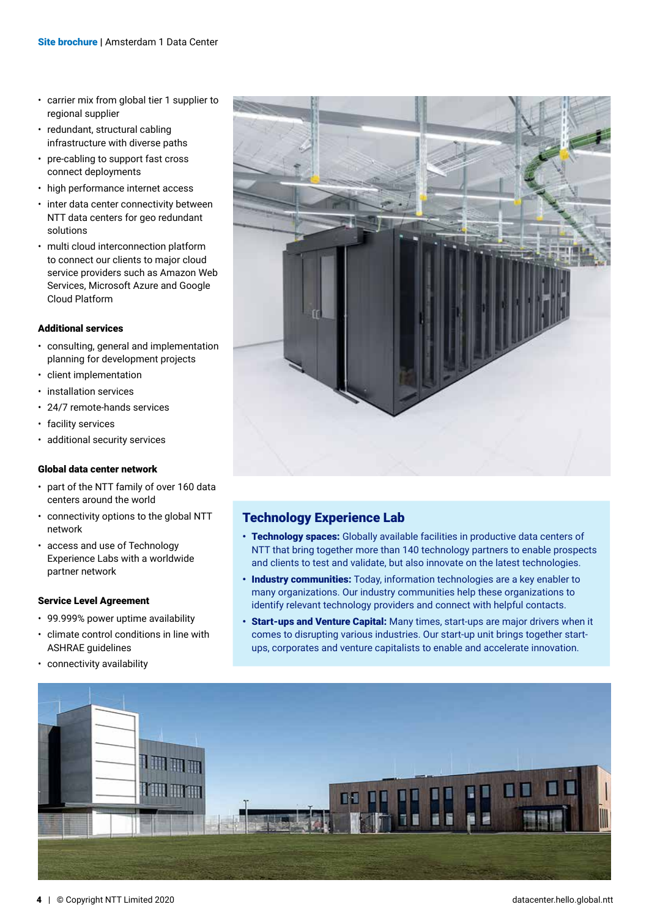- carrier mix from global tier 1 supplier to regional supplier
- redundant, structural cabling infrastructure with diverse paths
- pre-cabling to support fast cross connect deployments
- high performance internet access
- inter data center connectivity between NTT data centers for geo redundant solutions
- multi cloud interconnection platform to connect our clients to major cloud service providers such as Amazon Web Services, Microsoft Azure and Google Cloud Platform

### Additional services

- consulting, general and implementation planning for development projects
- client implementation
- installation services
- 24/7 remote-hands services
- facility services
- additional security services

### Global data center network

- part of the NTT family of over 160 data centers around the world
- connectivity options to the global NTT network
- access and use of Technology Experience Labs with a worldwide partner network

### Service Level Agreement

- 99.999% power uptime availability
- climate control conditions in line with ASHRAE guidelines
- connectivity availability

## Technology Experience Lab

- **Technology spaces:** Globally available facilities in productive data centers of NTT that bring together more than 140 technology partners to enable prospects and clients to test and validate, but also innovate on the latest technologies.
- **Industry communities:** Today, information technologies are a key enabler to many organizations. Our industry communities help these organizations to identify relevant technology providers and connect with helpful contacts.
- **Start-ups and Venture Capital:** Many times, start-ups are major drivers when it comes to disrupting various industries. Our start-up unit brings together start-ups, corporates and venture capitalists to enable and accelerate innovation.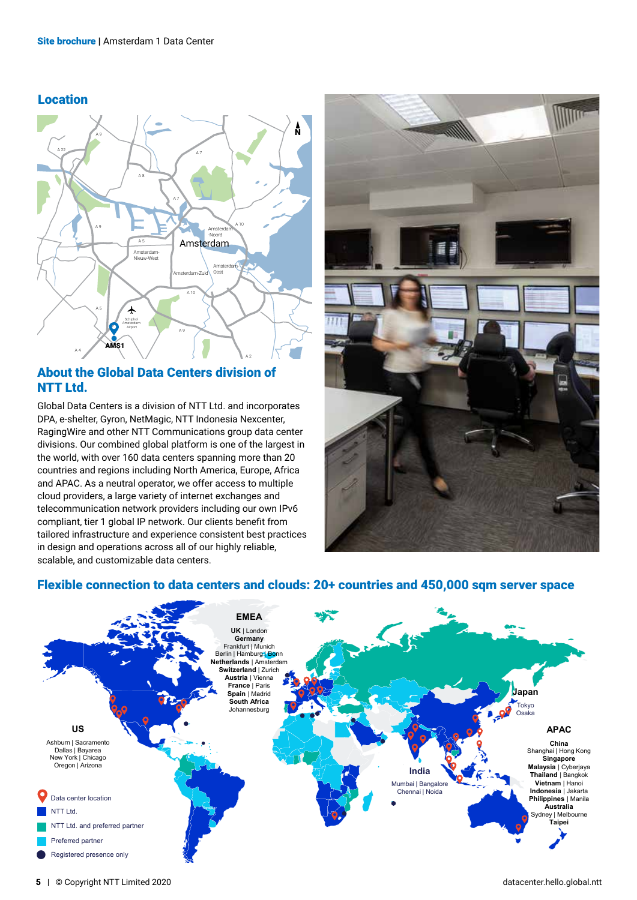## Location

## About the Global Data Centers division of NTT Ltd.

Global Data Centers is a division of NTT Ltd. and incorporates DPA, e-shelter, Gyron, NetMagic, NTT Indonesia Nexcenter, RagingWire and other NTT Communications group data center divisions. Our combined global platform is one of the largest in the world, with over 160 data centers spanning more than 20 countries and regions including North America, Europe, Africa and APAC. As a neutral operator, we offer access to multiple cloud providers, a large variety of internet exchanges and telecommunication network providers including our own IPv6 compliant, tier 1 global IP network. Our clients benefit from tailored infrastructure and experience consistent best practices in design and operations across all of our highly reliable, scalable, and customizable data centers.

## Flexible connection to data centers and clouds: 20+ countries and 450,000 sqm server space

**US**

Ashburn | Sacramento
Dallas | Bayarea
New York | Chicago
Oregon | Arizona

**EMEA**

**UK** | London
**Germany**
Frankfurt | Munich
Berlin | Hamburg | Bonn
**Netherlands** | Amsterdam
**Switzerland** | Zurich
**Austria** | Vienna
**France** | Paris
**Spain** | Madrid
**South Africa**
Johannesburg

**India**

Mumbai | Bangalore
Chennai | Noida

**Japan**

Tokyo
Osaka

**APAC**

**China**
Shanghai | Hong Kong
**Singapore**
**Malaysia** | Cyberjaya
**Thailand** | Bangkok
**Vietnam** | Hanoi
**Indonesia** | Jakarta
**Philippines** | Manila
**Australia**
Sydney | Melbourne
**Taipei**

- Data center location
- NTT Ltd.
- NTT Ltd. and preferred partner
- Preferred partner
- Registered presence only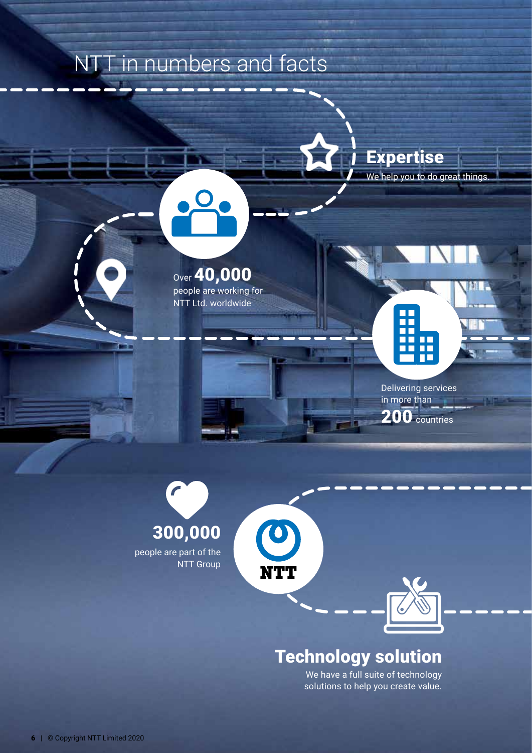# NTT in numbers and facts

## Expertise

We help you to do great things.

Over **40,000** people are working for NTT Ltd. worldwide

Delivering services in more than **200** countries

**300,000** people are part of the NTT Group

## Technology solution

We have a full suite of technology solutions to help you create value.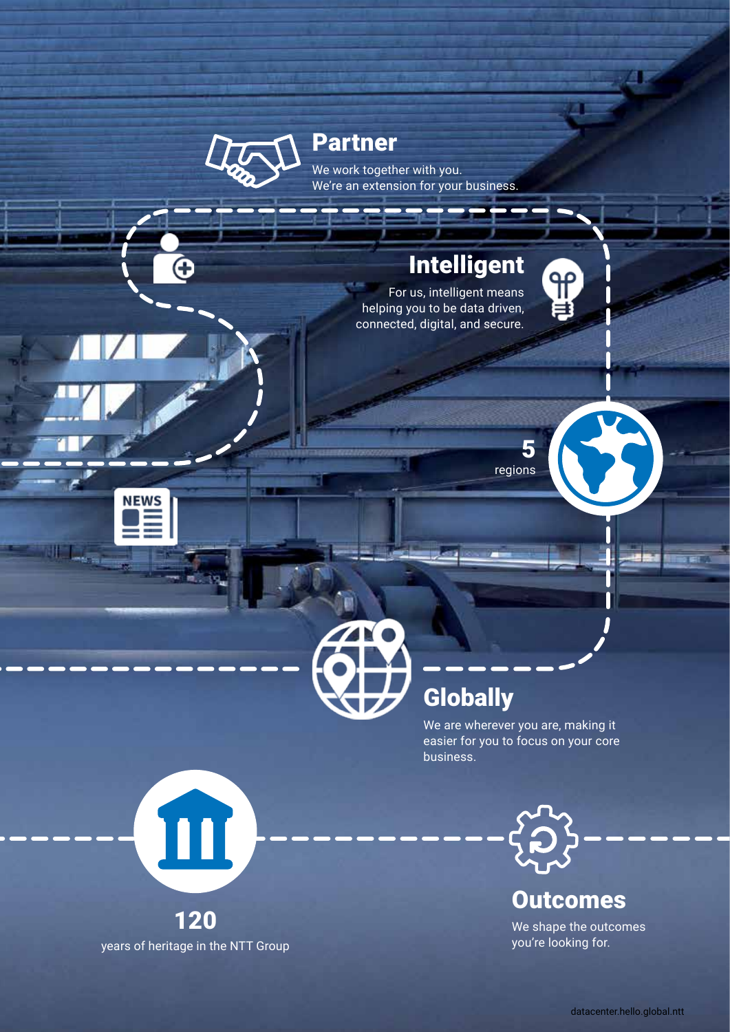## Partner

We work together with you. We're an extension for your business.

## Intelligent

For us, intelligent means helping you to be data driven, connected, digital, and secure.

**5**
regions

## Globally

We are wherever you are, making it easier for you to focus on your core business.

**120**
years of heritage in the NTT Group

## Outcomes

We shape the outcomes you're looking for.

datacenter.hello.global.ntt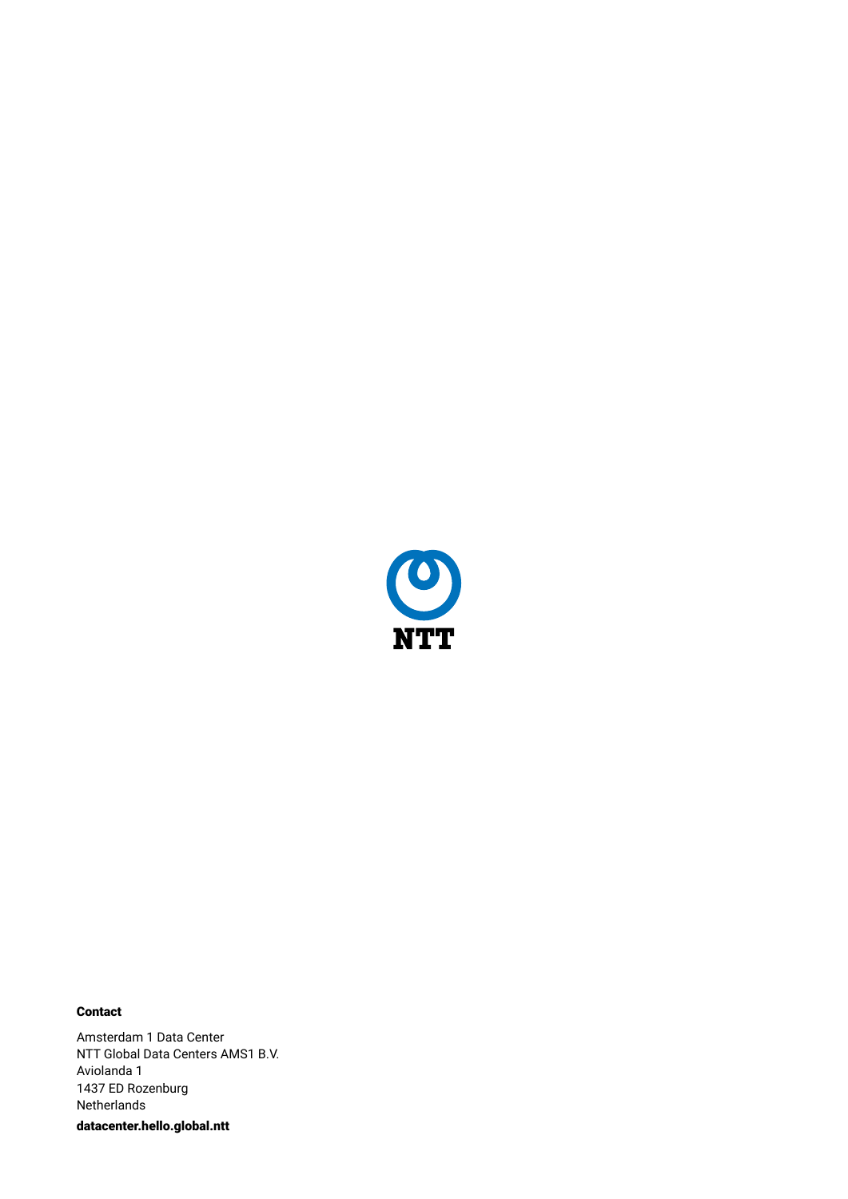NTT

**Contact**

Amsterdam 1 Data Center
NTT Global Data Centers AMS1 B.V.
Aviolanda 1
1437 ED Rozenburg
Netherlands

**datacenter.hello.global.ntt**